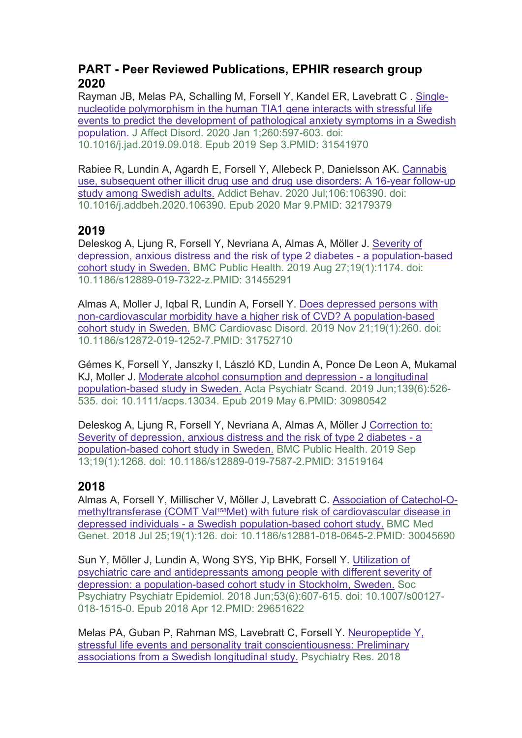## PART - Peer Reviewed Publications, EPHIR research group

### 2020

Rayman JB, Melas PA, Schalling M, Forsell Y, Kandel ER, Lavebratt C . Single-nucleotide polymorphism in the human TIA1 gene interacts with stressful life events to predict the development of pathological anxiety symptoms in a Swedish population. J Affect Disord. 2020 Jan 1;260:597-603. doi: 10.1016/j.jad.2019.09.018. Epub 2019 Sep 3.PMID: 31541970

Rabiee R, Lundin A, Agardh E, Forsell Y, Allebeck P, Danielsson AK. Cannabis use, subsequent other illicit drug use and drug use disorders: A 16-year follow-up study among Swedish adults. Addict Behav. 2020 Jul;106:106390. doi: 10.1016/j.addbeh.2020.106390. Epub 2020 Mar 9.PMID: 32179379

### 2019

Deleskog A, Ljung R, Forsell Y, Nevriana A, Almas A, Möller J. Severity of depression, anxious distress and the risk of type 2 diabetes - a population-based cohort study in Sweden. BMC Public Health. 2019 Aug 27;19(1):1174. doi: 10.1186/s12889-019-7322-z.PMID: 31455291

Almas A, Moller J, Iqbal R, Lundin A, Forsell Y. Does depressed persons with non-cardiovascular morbidity have a higher risk of CVD? A population-based cohort study in Sweden. BMC Cardiovasc Disord. 2019 Nov 21;19(1):260. doi: 10.1186/s12872-019-1252-7.PMID: 31752710

Gémes K, Forsell Y, Janszky I, László KD, Lundin A, Ponce De Leon A, Mukamal KJ, Moller J. Moderate alcohol consumption and depression - a longitudinal population-based study in Sweden. Acta Psychiatr Scand. 2019 Jun;139(6):526-535. doi: 10.1111/acps.13034. Epub 2019 May 6.PMID: 30980542

Deleskog A, Ljung R, Forsell Y, Nevriana A, Almas A, Möller J Correction to: Severity of depression, anxious distress and the risk of type 2 diabetes - a population-based cohort study in Sweden. BMC Public Health. 2019 Sep 13;19(1):1268. doi: 10.1186/s12889-019-7587-2.PMID: 31519164

### 2018

Almas A, Forsell Y, Millischer V, Möller J, Lavebratt C. Association of Catechol-O-methyltransferase (COMT Val[158]Met) with future risk of cardiovascular disease in depressed individuals - a Swedish population-based cohort study. BMC Med Genet. 2018 Jul 25;19(1):126. doi: 10.1186/s12881-018-0645-2.PMID: 30045690

Sun Y, Möller J, Lundin A, Wong SYS, Yip BHK, Forsell Y. Utilization of psychiatric care and antidepressants among people with different severity of depression: a population-based cohort study in Stockholm, Sweden. Soc Psychiatry Psychiatr Epidemiol. 2018 Jun;53(6):607-615. doi: 10.1007/s00127-018-1515-0. Epub 2018 Apr 12.PMID: 29651622

Melas PA, Guban P, Rahman MS, Lavebratt C, Forsell Y. Neuropeptide Y, stressful life events and personality trait conscientiousness: Preliminary associations from a Swedish longitudinal study. Psychiatry Res. 2018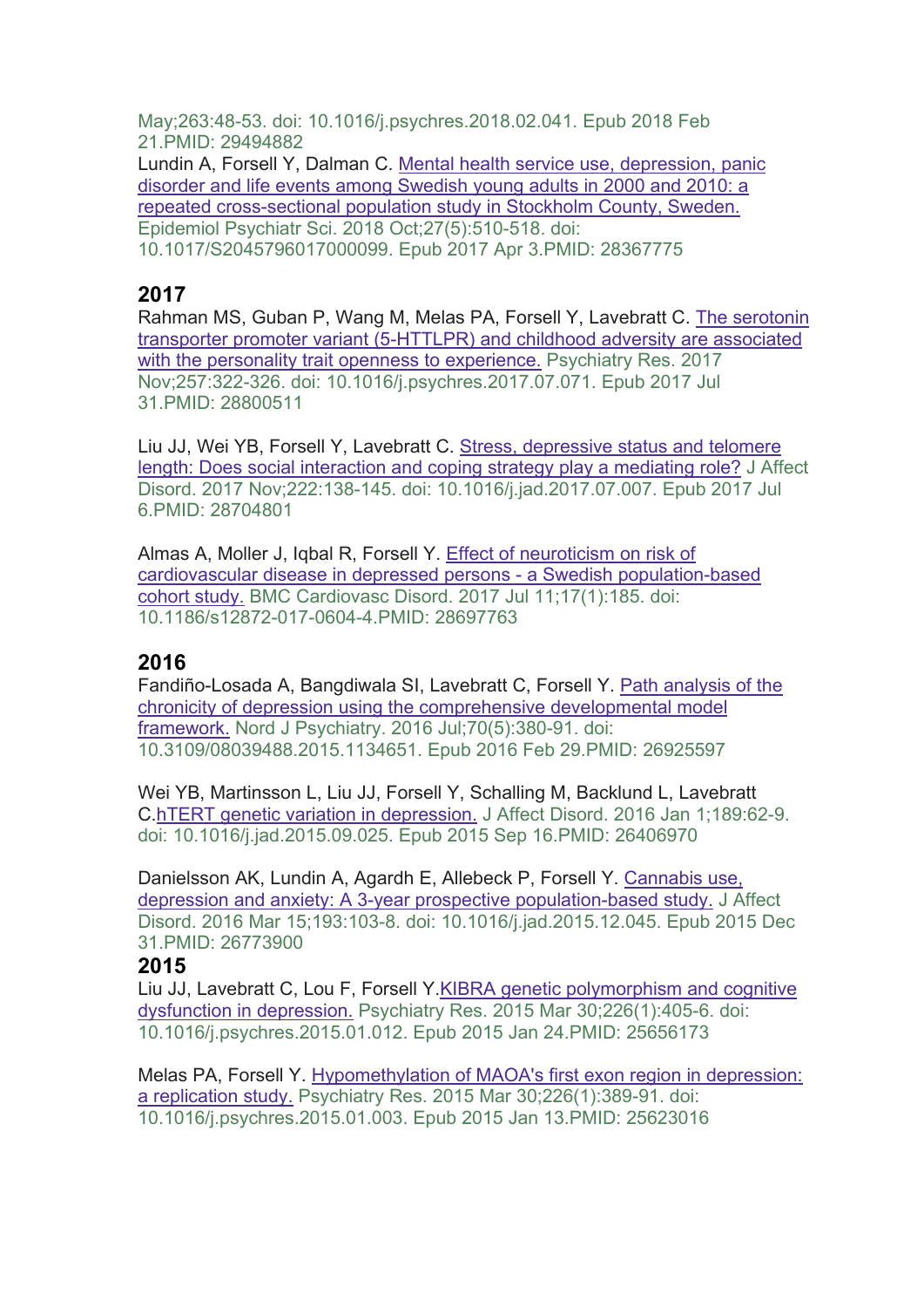May;263:48-53. doi: 10.1016/j.psychres.2018.02.041. Epub 2018 Feb 21.PMID: 29494882

Lundin A, Forsell Y, Dalman C. Mental health service use, depression, panic disorder and life events among Swedish young adults in 2000 and 2010: a repeated cross-sectional population study in Stockholm County, Sweden. Epidemiol Psychiatr Sci. 2018 Oct;27(5):510-518. doi: 10.1017/S2045796017000099. Epub 2017 Apr 3.PMID: 28367775

## 2017

Rahman MS, Guban P, Wang M, Melas PA, Forsell Y, Lavebratt C. The serotonin transporter promoter variant (5-HTTLPR) and childhood adversity are associated with the personality trait openness to experience. Psychiatry Res. 2017 Nov;257:322-326. doi: 10.1016/j.psychres.2017.07.071. Epub 2017 Jul 31.PMID: 28800511

Liu JJ, Wei YB, Forsell Y, Lavebratt C. Stress, depressive status and telomere length: Does social interaction and coping strategy play a mediating role? J Affect Disord. 2017 Nov;222:138-145. doi: 10.1016/j.jad.2017.07.007. Epub 2017 Jul 6.PMID: 28704801

Almas A, Moller J, Iqbal R, Forsell Y. Effect of neuroticism on risk of cardiovascular disease in depressed persons - a Swedish population-based cohort study. BMC Cardiovasc Disord. 2017 Jul 11;17(1):185. doi: 10.1186/s12872-017-0604-4.PMID: 28697763

## 2016

Fandiño-Losada A, Bangdiwala SI, Lavebratt C, Forsell Y. Path analysis of the chronicity of depression using the comprehensive developmental model framework. Nord J Psychiatry. 2016 Jul;70(5):380-91. doi: 10.3109/08039488.2015.1134651. Epub 2016 Feb 29.PMID: 26925597

Wei YB, Martinsson L, Liu JJ, Forsell Y, Schalling M, Backlund L, Lavebratt C.hTERT genetic variation in depression. J Affect Disord. 2016 Jan 1;189:62-9. doi: 10.1016/j.jad.2015.09.025. Epub 2015 Sep 16.PMID: 26406970

Danielsson AK, Lundin A, Agardh E, Allebeck P, Forsell Y. Cannabis use, depression and anxiety: A 3-year prospective population-based study. J Affect Disord. 2016 Mar 15;193:103-8. doi: 10.1016/j.jad.2015.12.045. Epub 2015 Dec 31.PMID: 26773900

## 2015

Liu JJ, Lavebratt C, Lou F, Forsell Y.KIBRA genetic polymorphism and cognitive dysfunction in depression. Psychiatry Res. 2015 Mar 30;226(1):405-6. doi: 10.1016/j.psychres.2015.01.012. Epub 2015 Jan 24.PMID: 25656173

Melas PA, Forsell Y. Hypomethylation of MAOA's first exon region in depression: a replication study. Psychiatry Res. 2015 Mar 30;226(1):389-91. doi: 10.1016/j.psychres.2015.01.003. Epub 2015 Jan 13.PMID: 25623016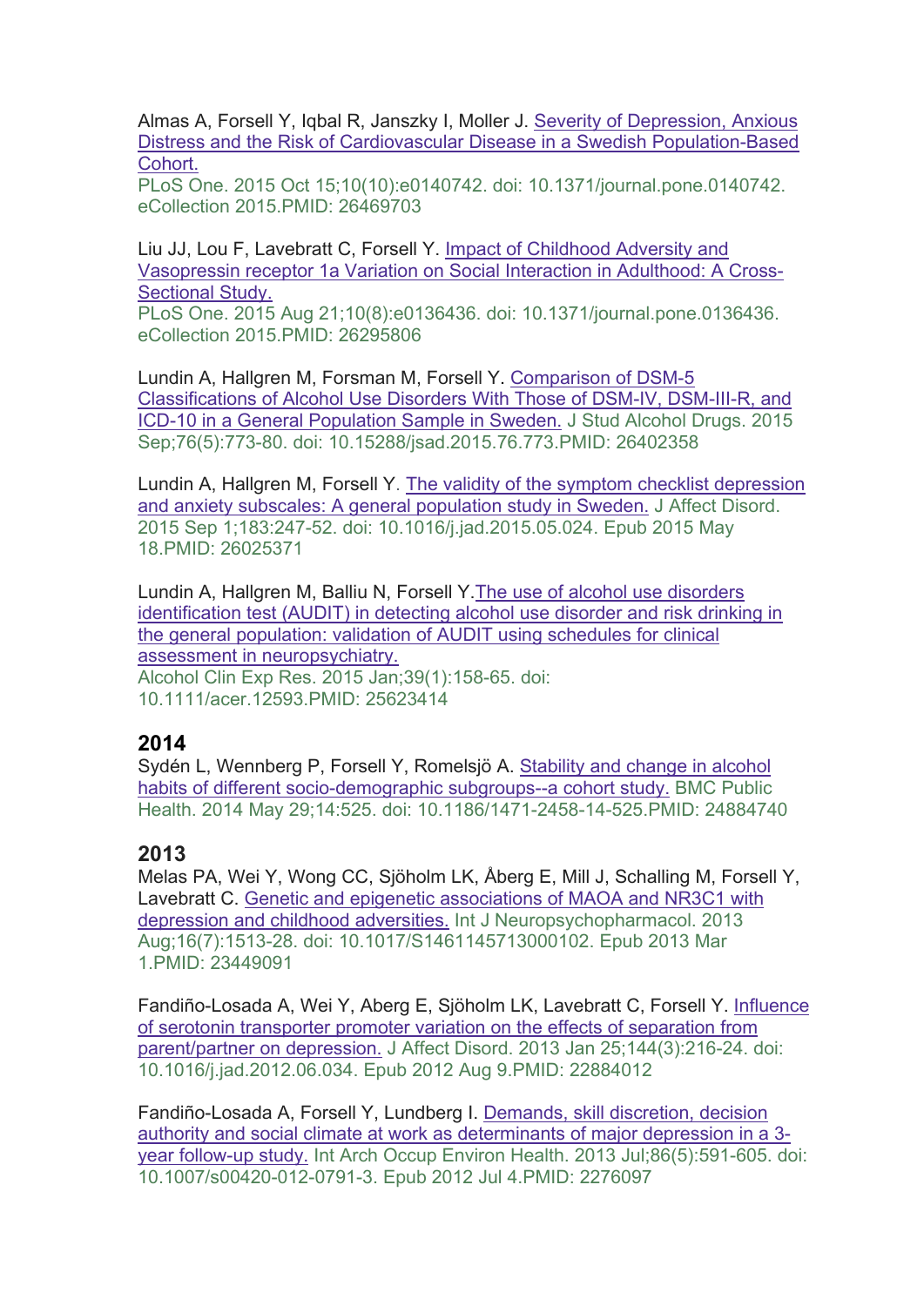Almas A, Forsell Y, Iqbal R, Janszky I, Moller J. Severity of Depression, Anxious Distress and the Risk of Cardiovascular Disease in a Swedish Population-Based Cohort.
PLoS One. 2015 Oct 15;10(10):e0140742. doi: 10.1371/journal.pone.0140742. eCollection 2015.PMID: 26469703

Liu JJ, Lou F, Lavebratt C, Forsell Y. Impact of Childhood Adversity and Vasopressin receptor 1a Variation on Social Interaction in Adulthood: A Cross-Sectional Study.
PLoS One. 2015 Aug 21;10(8):e0136436. doi: 10.1371/journal.pone.0136436. eCollection 2015.PMID: 26295806

Lundin A, Hallgren M, Forsman M, Forsell Y. Comparison of DSM-5 Classifications of Alcohol Use Disorders With Those of DSM-IV, DSM-III-R, and ICD-10 in a General Population Sample in Sweden. J Stud Alcohol Drugs. 2015 Sep;76(5):773-80. doi: 10.15288/jsad.2015.76.773.PMID: 26402358

Lundin A, Hallgren M, Forsell Y. The validity of the symptom checklist depression and anxiety subscales: A general population study in Sweden. J Affect Disord. 2015 Sep 1;183:247-52. doi: 10.1016/j.jad.2015.05.024. Epub 2015 May 18.PMID: 26025371

Lundin A, Hallgren M, Balliu N, Forsell Y.The use of alcohol use disorders identification test (AUDIT) in detecting alcohol use disorder and risk drinking in the general population: validation of AUDIT using schedules for clinical assessment in neuropsychiatry.
Alcohol Clin Exp Res. 2015 Jan;39(1):158-65. doi: 10.1111/acer.12593.PMID: 25623414

## 2014

Sydén L, Wennberg P, Forsell Y, Romelsjö A. Stability and change in alcohol habits of different socio-demographic subgroups--a cohort study. BMC Public Health. 2014 May 29;14:525. doi: 10.1186/1471-2458-14-525.PMID: 24884740

## 2013

Melas PA, Wei Y, Wong CC, Sjöholm LK, Åberg E, Mill J, Schalling M, Forsell Y, Lavebratt C. Genetic and epigenetic associations of MAOA and NR3C1 with depression and childhood adversities. Int J Neuropsychopharmacol. 2013 Aug;16(7):1513-28. doi: 10.1017/S1461145713000102. Epub 2013 Mar 1.PMID: 23449091

Fandiño-Losada A, Wei Y, Aberg E, Sjöholm LK, Lavebratt C, Forsell Y. Influence of serotonin transporter promoter variation on the effects of separation from parent/partner on depression. J Affect Disord. 2013 Jan 25;144(3):216-24. doi: 10.1016/j.jad.2012.06.034. Epub 2012 Aug 9.PMID: 22884012

Fandiño-Losada A, Forsell Y, Lundberg I. Demands, skill discretion, decision authority and social climate at work as determinants of major depression in a 3-year follow-up study. Int Arch Occup Environ Health. 2013 Jul;86(5):591-605. doi: 10.1007/s00420-012-0791-3. Epub 2012 Jul 4.PMID: 2276097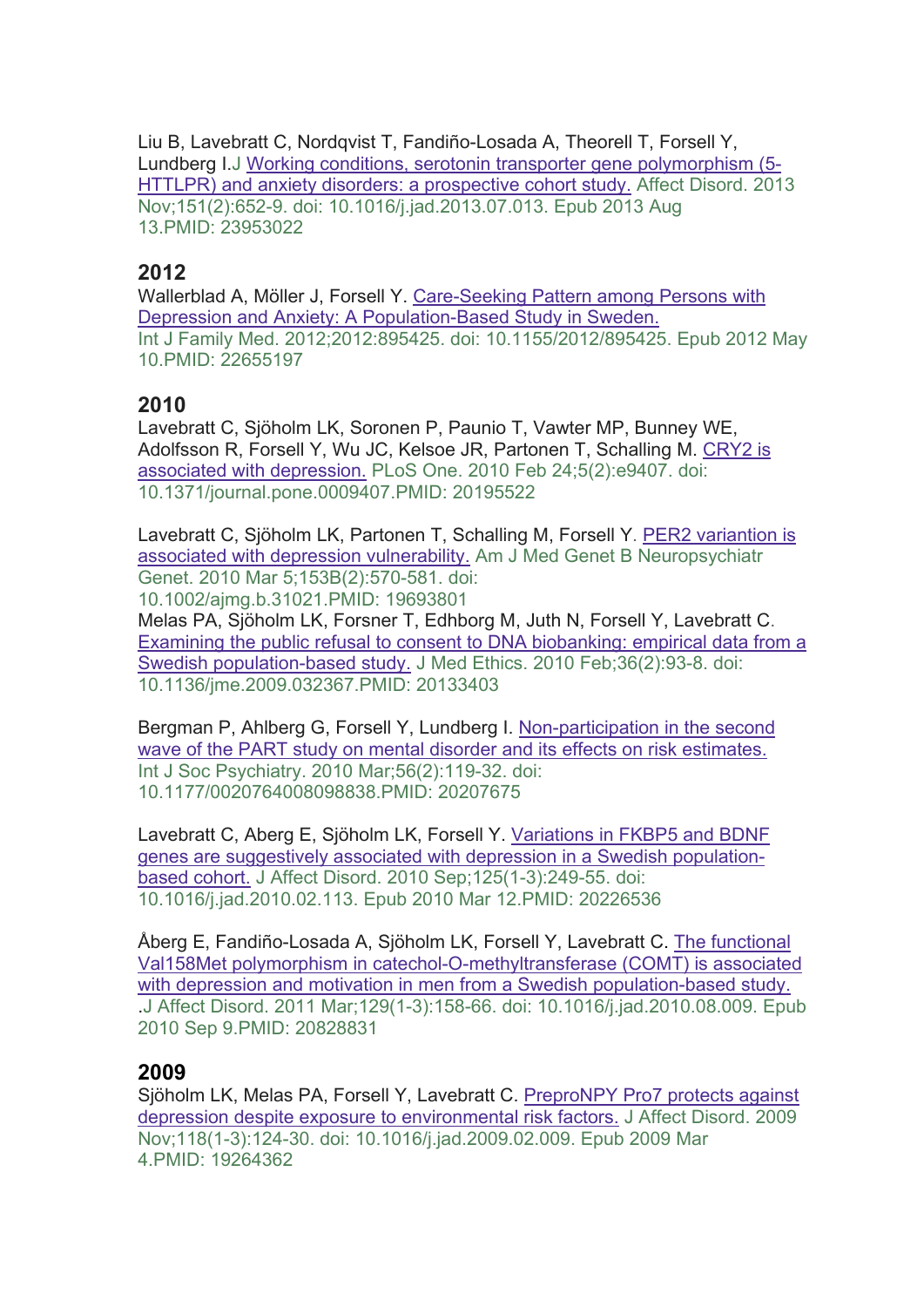Liu B, Lavebratt C, Nordqvist T, Fandiño-Losada A, Theorell T, Forsell Y, Lundberg I.J Working conditions, serotonin transporter gene polymorphism (5-HTTLPR) and anxiety disorders: a prospective cohort study. Affect Disord. 2013 Nov;151(2):652-9. doi: 10.1016/j.jad.2013.07.013. Epub 2013 Aug 13.PMID: 23953022

## 2012

Wallerblad A, Möller J, Forsell Y. Care-Seeking Pattern among Persons with Depression and Anxiety: A Population-Based Study in Sweden. Int J Family Med. 2012;2012:895425. doi: 10.1155/2012/895425. Epub 2012 May 10.PMID: 22655197

## 2010

Lavebratt C, Sjöholm LK, Soronen P, Paunio T, Vawter MP, Bunney WE, Adolfsson R, Forsell Y, Wu JC, Kelsoe JR, Partonen T, Schalling M. CRY2 is associated with depression. PLoS One. 2010 Feb 24;5(2):e9407. doi: 10.1371/journal.pone.0009407.PMID: 20195522

Lavebratt C, Sjöholm LK, Partonen T, Schalling M, Forsell Y. PER2 variantion is associated with depression vulnerability. Am J Med Genet B Neuropsychiatr Genet. 2010 Mar 5;153B(2):570-581. doi: 10.1002/ajmg.b.31021.PMID: 19693801

Melas PA, Sjöholm LK, Forsner T, Edhborg M, Juth N, Forsell Y, Lavebratt C. Examining the public refusal to consent to DNA biobanking: empirical data from a Swedish population-based study. J Med Ethics. 2010 Feb;36(2):93-8. doi: 10.1136/jme.2009.032367.PMID: 20133403

Bergman P, Ahlberg G, Forsell Y, Lundberg I. Non-participation in the second wave of the PART study on mental disorder and its effects on risk estimates. Int J Soc Psychiatry. 2010 Mar;56(2):119-32. doi: 10.1177/0020764008098838.PMID: 20207675

Lavebratt C, Aberg E, Sjöholm LK, Forsell Y. Variations in FKBP5 and BDNF genes are suggestively associated with depression in a Swedish population-based cohort. J Affect Disord. 2010 Sep;125(1-3):249-55. doi: 10.1016/j.jad.2010.02.113. Epub 2010 Mar 12.PMID: 20226536

Åberg E, Fandiño-Losada A, Sjöholm LK, Forsell Y, Lavebratt C. The functional Val158Met polymorphism in catechol-O-methyltransferase (COMT) is associated with depression and motivation in men from a Swedish population-based study. .J Affect Disord. 2011 Mar;129(1-3):158-66. doi: 10.1016/j.jad.2010.08.009. Epub 2010 Sep 9.PMID: 20828831

## 2009

Sjöholm LK, Melas PA, Forsell Y, Lavebratt C. PreproNPY Pro7 protects against depression despite exposure to environmental risk factors. J Affect Disord. 2009 Nov;118(1-3):124-30. doi: 10.1016/j.jad.2009.02.009. Epub 2009 Mar 4.PMID: 19264362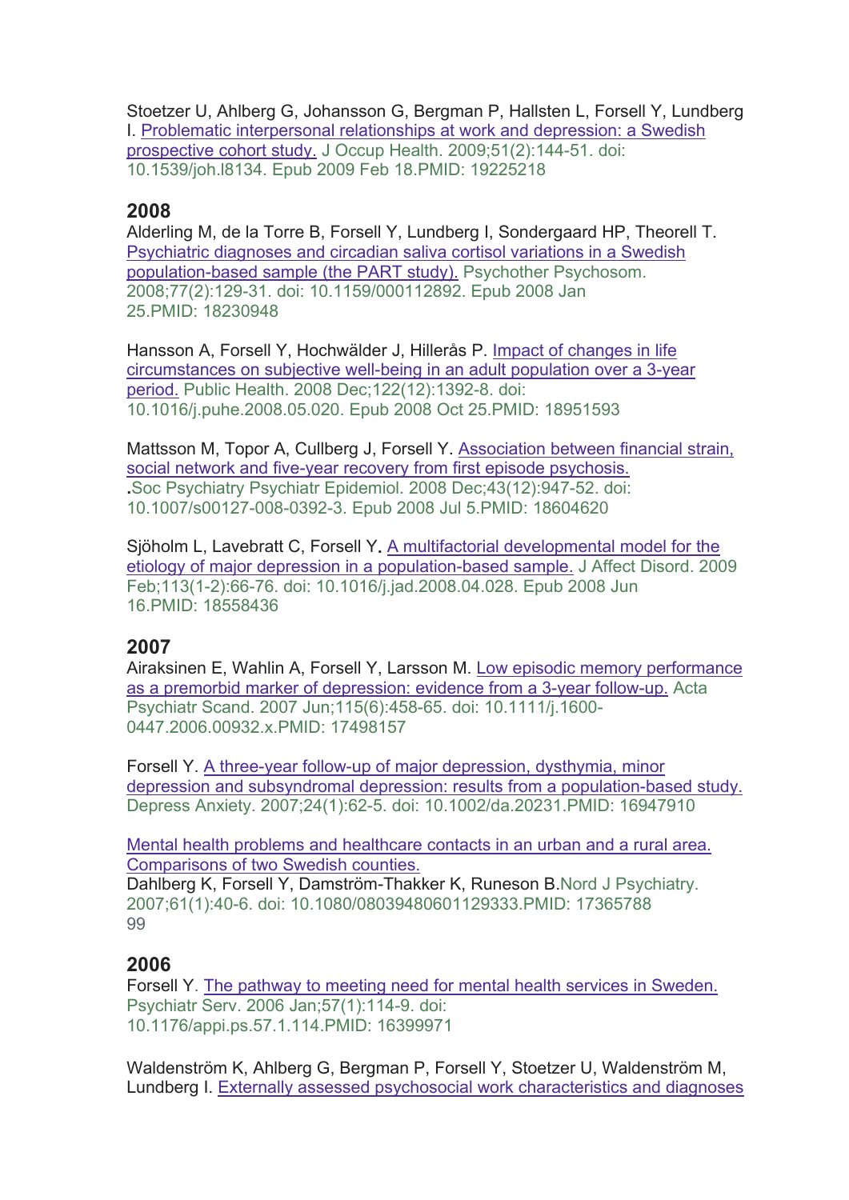Stoetzer U, Ahlberg G, Johansson G, Bergman P, Hallsten L, Forsell Y, Lundberg I. Problematic interpersonal relationships at work and depression: a Swedish prospective cohort study. J Occup Health. 2009;51(2):144-51. doi: 10.1539/joh.l8134. Epub 2009 Feb 18.PMID: 19225218

## 2008

Alderling M, de la Torre B, Forsell Y, Lundberg I, Sondergaard HP, Theorell T. Psychiatric diagnoses and circadian saliva cortisol variations in a Swedish population-based sample (the PART study). Psychother Psychosom. 2008;77(2):129-31. doi: 10.1159/000112892. Epub 2008 Jan 25.PMID: 18230948

Hansson A, Forsell Y, Hochwälder J, Hillerås P. Impact of changes in life circumstances on subjective well-being in an adult population over a 3-year period. Public Health. 2008 Dec;122(12):1392-8. doi: 10.1016/j.puhe.2008.05.020. Epub 2008 Oct 25.PMID: 18951593

Mattsson M, Topor A, Cullberg J, Forsell Y. Association between financial strain, social network and five-year recovery from first episode psychosis. .Soc Psychiatry Psychiatr Epidemiol. 2008 Dec;43(12):947-52. doi: 10.1007/s00127-008-0392-3. Epub 2008 Jul 5.PMID: 18604620

Sjöholm L, Lavebratt C, Forsell Y. A multifactorial developmental model for the etiology of major depression in a population-based sample. J Affect Disord. 2009 Feb;113(1-2):66-76. doi: 10.1016/j.jad.2008.04.028. Epub 2008 Jun 16.PMID: 18558436

## 2007

Airaksinen E, Wahlin A, Forsell Y, Larsson M. Low episodic memory performance as a premorbid marker of depression: evidence from a 3-year follow-up. Acta Psychiatr Scand. 2007 Jun;115(6):458-65. doi: 10.1111/j.1600-0447.2006.00932.x.PMID: 17498157

Forsell Y. A three-year follow-up of major depression, dysthymia, minor depression and subsyndromal depression: results from a population-based study. Depress Anxiety. 2007;24(1):62-5. doi: 10.1002/da.20231.PMID: 16947910

Mental health problems and healthcare contacts in an urban and a rural area. Comparisons of two Swedish counties.
Dahlberg K, Forsell Y, Damström-Thakker K, Runeson B.Nord J Psychiatry. 2007;61(1):40-6. doi: 10.1080/08039480601129333.PMID: 17365788
99

## 2006

Forsell Y. The pathway to meeting need for mental health services in Sweden. Psychiatr Serv. 2006 Jan;57(1):114-9. doi: 10.1176/appi.ps.57.1.114.PMID: 16399971

Waldenström K, Ahlberg G, Bergman P, Forsell Y, Stoetzer U, Waldenström M, Lundberg I. Externally assessed psychosocial work characteristics and diagnoses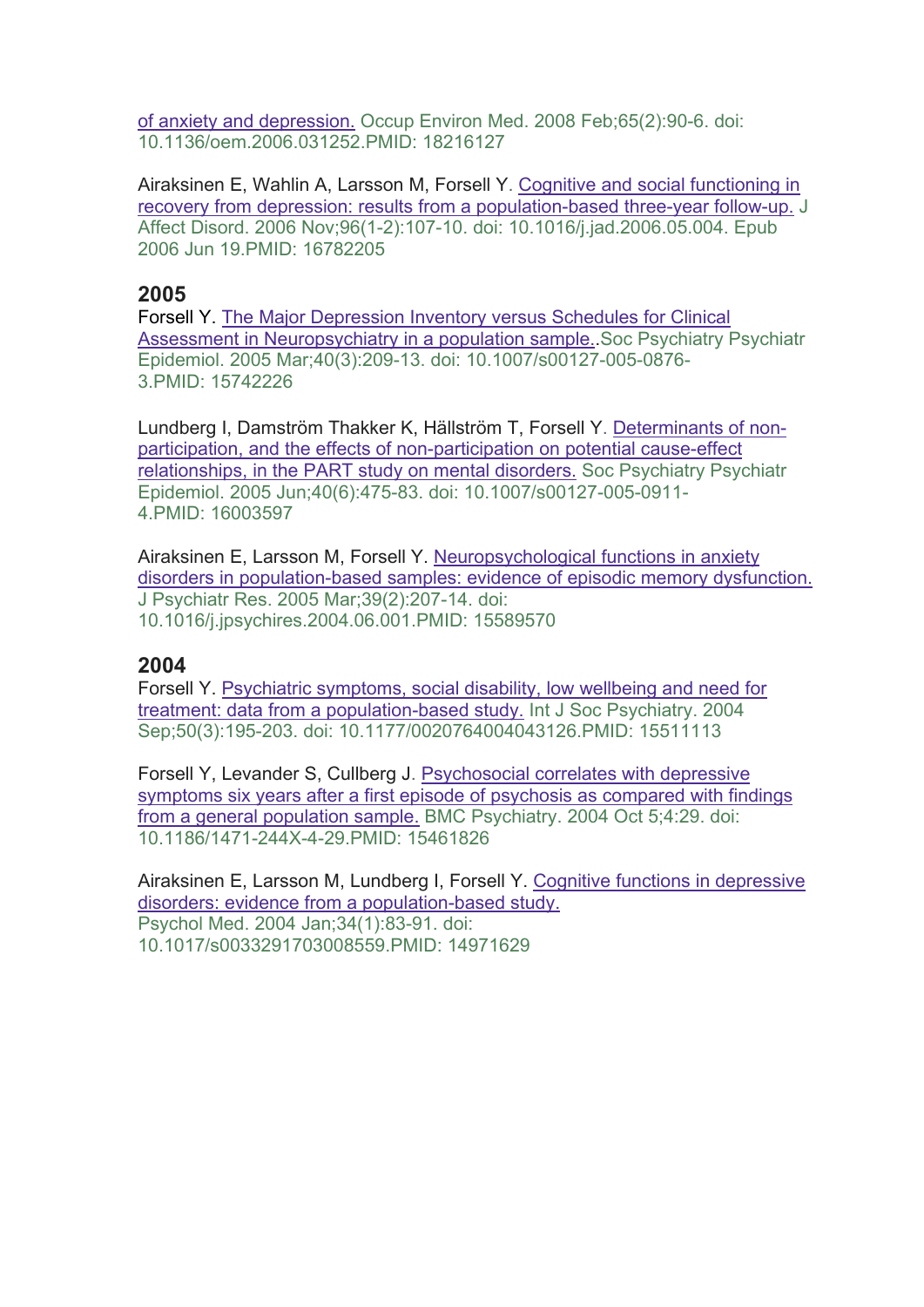of anxiety and depression. Occup Environ Med. 2008 Feb;65(2):90-6. doi: 10.1136/oem.2006.031252.PMID: 18216127

Airaksinen E, Wahlin A, Larsson M, Forsell Y. Cognitive and social functioning in recovery from depression: results from a population-based three-year follow-up. J Affect Disord. 2006 Nov;96(1-2):107-10. doi: 10.1016/j.jad.2006.05.004. Epub 2006 Jun 19.PMID: 16782205

## 2005

Forsell Y. The Major Depression Inventory versus Schedules for Clinical Assessment in Neuropsychiatry in a population sample..Soc Psychiatry Psychiatr Epidemiol. 2005 Mar;40(3):209-13. doi: 10.1007/s00127-005-0876-3.PMID: 15742226

Lundberg I, Damström Thakker K, Hällström T, Forsell Y. Determinants of non-participation, and the effects of non-participation on potential cause-effect relationships, in the PART study on mental disorders. Soc Psychiatry Psychiatr Epidemiol. 2005 Jun;40(6):475-83. doi: 10.1007/s00127-005-0911-4.PMID: 16003597

Airaksinen E, Larsson M, Forsell Y. Neuropsychological functions in anxiety disorders in population-based samples: evidence of episodic memory dysfunction. J Psychiatr Res. 2005 Mar;39(2):207-14. doi: 10.1016/j.jpsychires.2004.06.001.PMID: 15589570

## 2004

Forsell Y. Psychiatric symptoms, social disability, low wellbeing and need for treatment: data from a population-based study. Int J Soc Psychiatry. 2004 Sep;50(3):195-203. doi: 10.1177/0020764004043126.PMID: 15511113

Forsell Y, Levander S, Cullberg J. Psychosocial correlates with depressive symptoms six years after a first episode of psychosis as compared with findings from a general population sample. BMC Psychiatry. 2004 Oct 5;4:29. doi: 10.1186/1471-244X-4-29.PMID: 15461826

Airaksinen E, Larsson M, Lundberg I, Forsell Y. Cognitive functions in depressive disorders: evidence from a population-based study.
Psychol Med. 2004 Jan;34(1):83-91. doi: 10.1017/s0033291703008559.PMID: 14971629